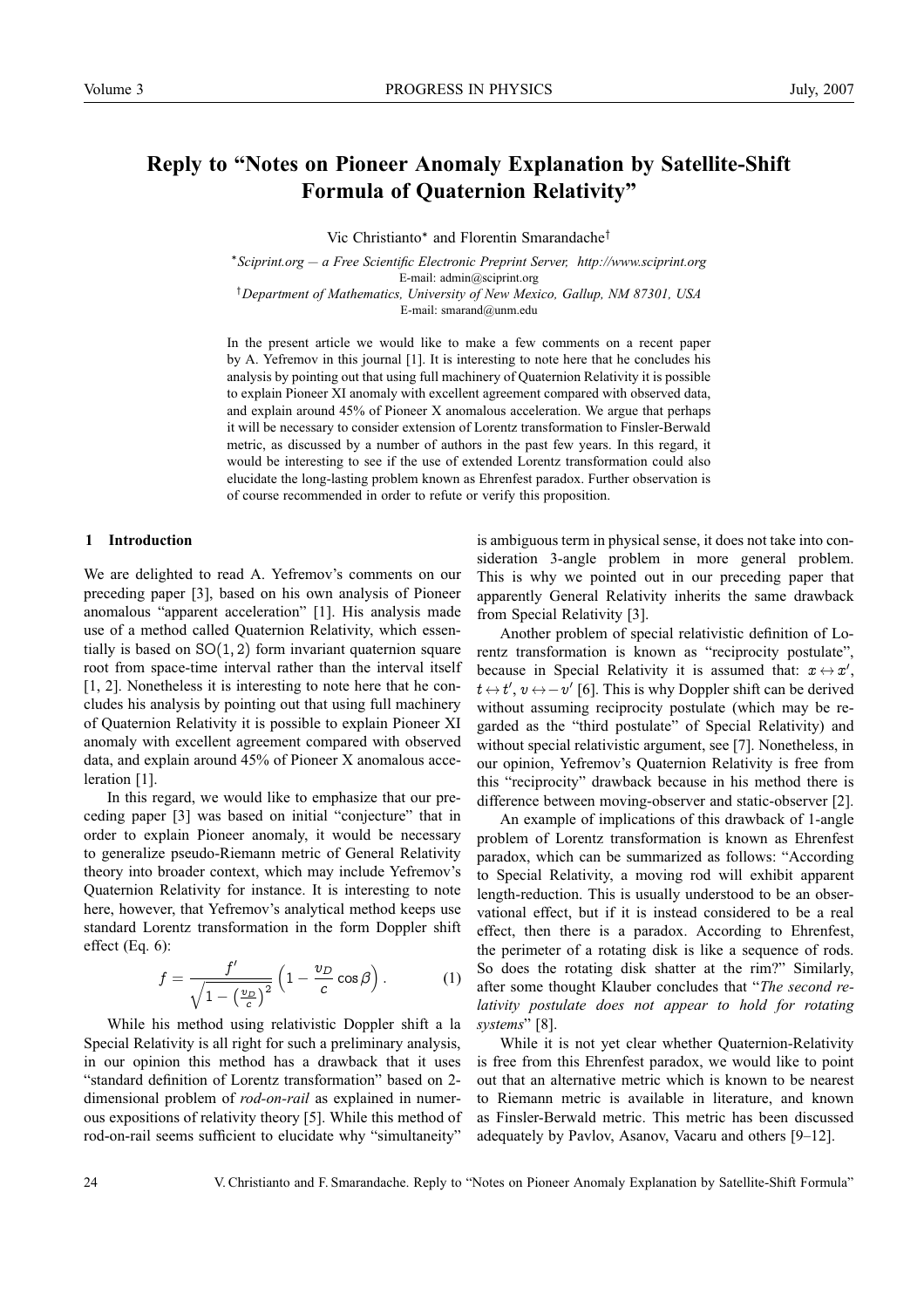# Reply to "Notes on Pioneer Anomaly Explanation by Satellite-Shift Formula of Quaternion Relativity"

Vic Christianto* and Florentin Smarandache†

*Sciprint.org — a Free Scientific Electronic Preprint Server, http://www.sciprint.org
E-mail: admin@sciprint.org

†Department of Mathematics, University of New Mexico, Gallup, NM 87301, USA
E-mail: smarand@unm.edu

In the present article we would like to make a few comments on a recent paper by A. Yefremov in this journal [1]. It is interesting to note here that he concludes his analysis by pointing out that using full machinery of Quaternion Relativity it is possible to explain Pioneer XI anomaly with excellent agreement compared with observed data, and explain around 45% of Pioneer X anomalous acceleration. We argue that perhaps it will be necessary to consider extension of Lorentz transformation to Finsler-Berwald metric, as discussed by a number of authors in the past few years. In this regard, it would be interesting to see if the use of extended Lorentz transformation could also elucidate the long-lasting problem known as Ehrenfest paradox. Further observation is of course recommended in order to refute or verify this proposition.

## 1 Introduction

We are delighted to read A. Yefremov's comments on our preceding paper [3], based on his own analysis of Pioneer anomalous "apparent acceleration" [1]. His analysis made use of a method called Quaternion Relativity, which essentially is based on $SO(1, 2)$ form invariant quaternion square root from space-time interval rather than the interval itself [1, 2]. Nonetheless it is interesting to note here that he concludes his analysis by pointing out that using full machinery of Quaternion Relativity it is possible to explain Pioneer XI anomaly with excellent agreement compared with observed data, and explain around 45% of Pioneer X anomalous acceleration [1].

In this regard, we would like to emphasize that our preceding paper [3] was based on initial "conjecture" that in order to explain Pioneer anomaly, it would be necessary to generalize pseudo-Riemann metric of General Relativity theory into broader context, which may include Yefremov's Quaternion Relativity for instance. It is interesting to note here, however, that Yefremov's analytical method keeps use standard Lorentz transformation in the form Doppler shift effect (Eq. 6):

$$f = \frac{f'}{\sqrt{1 - \left(\frac{v_D}{c}\right)^2}} \left(1 - \frac{v_D}{c}\cos\beta\right). \tag{1}$$

While his method using relativistic Doppler shift a la Special Relativity is all right for such a preliminary analysis, in our opinion this method has a drawback that it uses "standard definition of Lorentz transformation" based on 2-dimensional problem of *rod-on-rail* as explained in numerous expositions of relativity theory [5]. While this method of rod-on-rail seems sufficient to elucidate why "simultaneity" is ambiguous term in physical sense, it does not take into consideration 3-angle problem in more general problem. This is why we pointed out in our preceding paper that apparently General Relativity inherits the same drawback from Special Relativity [3].

Another problem of special relativistic definition of Lorentz transformation is known as "reciprocity postulate", because in Special Relativity it is assumed that: $x \leftrightarrow x'$, $t \leftrightarrow t'$, $v \leftrightarrow -v'$ [6]. This is why Doppler shift can be derived without assuming reciprocity postulate (which may be regarded as the "third postulate" of Special Relativity) and without special relativistic argument, see [7]. Nonetheless, in our opinion, Yefremov's Quaternion Relativity is free from this "reciprocity" drawback because in his method there is difference between moving-observer and static-observer [2].

An example of implications of this drawback of 1-angle problem of Lorentz transformation is known as Ehrenfest paradox, which can be summarized as follows: "According to Special Relativity, a moving rod will exhibit apparent length-reduction. This is usually understood to be an observational effect, but if it is instead considered to be a real effect, then there is a paradox. According to Ehrenfest, the perimeter of a rotating disk is like a sequence of rods. So does the rotating disk shatter at the rim?" Similarly, after some thought Klauber concludes that "*The second relativity postulate does not appear to hold for rotating systems*" [8].

While it is not yet clear whether Quaternion-Relativity is free from this Ehrenfest paradox, we would like to point out that an alternative metric which is known to be nearest to Riemann metric is available in literature, and known as Finsler-Berwald metric. This metric has been discussed adequately by Pavlov, Asanov, Vacaru and others [9–12].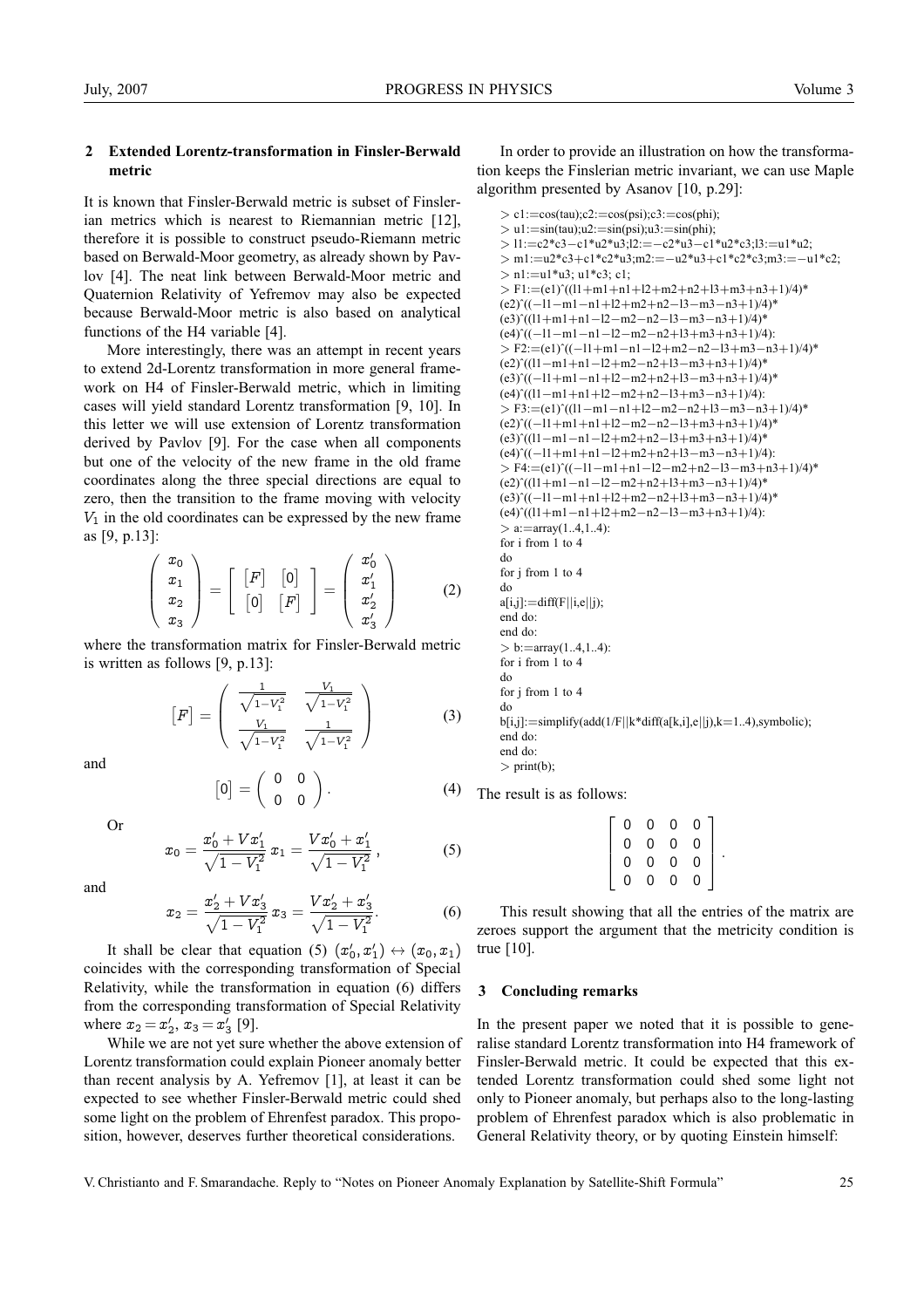## 2 Extended Lorentz-transformation in Finsler-Berwald metric

It is known that Finsler-Berwald metric is subset of Finslerian metrics which is nearest to Riemannian metric [12], therefore it is possible to construct pseudo-Riemann metric based on Berwald-Moor geometry, as already shown by Pavlov [4]. The neat link between Berwald-Moor metric and Quaternion Relativity of Yefremov may also be expected because Berwald-Moor metric is also based on analytical functions of the H4 variable [4].

More interestingly, there was an attempt in recent years to extend 2d-Lorentz transformation in more general framework on H4 of Finsler-Berwald metric, which in limiting cases will yield standard Lorentz transformation [9, 10]. In this letter we will use extension of Lorentz transformation derived by Pavlov [9]. For the case when all components but one of the velocity of the new frame in the old frame coordinates along the three special directions are equal to zero, then the transition to the frame moving with velocity $V_1$ in the old coordinates can be expressed by the new frame as [9, p.13]:

$$\begin{pmatrix} x_0 \\ x_1 \\ x_2 \\ x_3 \end{pmatrix} = \begin{bmatrix} [F] & [0] \\ [0] & [F] \end{bmatrix} = \begin{pmatrix} x'_0 \\ x'_1 \\ x'_2 \\ x'_3 \end{pmatrix} \tag{2}$$

where the transformation matrix for Finsler-Berwald metric is written as follows [9, p.13]:

$$[F] = \begin{pmatrix} \frac{1}{\sqrt{1-V_1^2}} & \frac{V_1}{\sqrt{1-V_1^2}} \\ \frac{V_1}{\sqrt{1-V_1^2}} & \frac{1}{\sqrt{1-V_1^2}} \end{pmatrix} \tag{3}$$

and

$$[0] = \begin{pmatrix} 0 & 0 \\ 0 & 0 \end{pmatrix}. \tag{4}$$

Or

$$x_0 = \frac{x'_0 + V x'_1}{\sqrt{1-V_1^2}} \, x_1 = \frac{V x'_0 + x'_1}{\sqrt{1-V_1^2}}, \tag{5}$$

and

$$x_2 = \frac{x'_2 + V x'_3}{\sqrt{1-V_1^2}} \, x_3 = \frac{V x'_2 + x'_3}{\sqrt{1-V_1^2}}. \tag{6}$$

It shall be clear that equation (5) $(x'_0, x'_1) \leftrightarrow (x_0, x_1)$ coincides with the corresponding transformation of Special Relativity, while the transformation in equation (6) differs from the corresponding transformation of Special Relativity where $x_2 = x'_2$, $x_3 = x'_3$ [9].

While we are not yet sure whether the above extension of Lorentz transformation could explain Pioneer anomaly better than recent analysis by A. Yefremov [1], at least it can be expected to see whether Finsler-Berwald metric could shed some light on the problem of Ehrenfest paradox. This proposition, however, deserves further theoretical considerations.

In order to provide an illustration on how the transformation keeps the Finslerian metric invariant, we can use Maple algorithm presented by Asanov [10, p.29]:

```
> c1:=cos(tau);c2:=cos(psi);c3:=cos(phi);
> u1:=sin(tau);u2:=sin(psi);u3:=sin(phi);
> l1:=c2*c3−c1*u2*u3;l2:=−c2*u3−c1*u2*c3;l3:=u1*u2;
> m1:=u2*c3+c1*c2*u3;m2:=−u2*u3+c1*c2*c3;m3:=−u1*c2;
> n1:=u1*u3; u1*c3; c1;
> F1:=(e1)^((l1+m1+n1+l2+m2+n2+l3+m3+n3+1)/4)*
(e2)^((−l1−m1−n1+l2+m2+n2−l3−m3−n3+1)/4)*
(e3)^((l1+m1+n1−l2−m2−n2−l3−m3−n3+1)/4)*
(e4)^((−l1−m1−n1−l2−m2−n2+l3+m3+n3+1)/4):
> F2:=(e1)^((−l1+m1−n1−l2+m2−n2−l3+m3−n3+1)/4)*
(e2)^((l1−m1+n1−l2+m2−n2+l3−m3+n3+1)/4)*
(e3)^((−l1+m1−n1+l2−m2+n2+l3−m3+n3+1)/4)*
(e4)^((l1−m1+n1+l2−m2+n2−l3+m3−n3+1)/4):
> F3:=(e1)^((l1−m1−n1+l2−m2−n2+l3−m3−n3+1)/4)*
(e2)^((−l1+m1+n1+l2−m2−n2−l3+m3+n3+1)/4)*
(e3)^((l1−m1−n1−l2+m2+n2−l3+m3+n3+1)/4)*
(e4)^((−l1+m1+n1−l2+m2+n2+l3−m3−n3+1)/4):
> F4:=(e1)^((−l1−m1+n1−l2−m2+n2−l3−m3+n3+1)/4)*
(e2)^((l1+m1−n1−l2−m2+n2+l3+m3−n3+1)/4)*
(e3)^((−l1−m1+n1+l2+m2−n2+l3+m3−n3+1)/4)*
(e4)^((l1+m1−n1+l2+m2−n2−l3−m3+n3+1)/4):
> a:=array(1..4,1..4):
for i from 1 to 4
do
for j from 1 to 4
do
a[i,j]:=diff(F||i,e||j);
end do:
end do:
> b:=array(1..4,1..4):
for i from 1 to 4
do
for j from 1 to 4
do
b[i,j]:=simplify(add(1/F||k*diff(a[k,i],e||j),k=1..4),symbolic);
end do:
end do:
> print(b);
```

The result is as follows:

$$\begin{bmatrix} 0 & 0 & 0 & 0 \\ 0 & 0 & 0 & 0 \\ 0 & 0 & 0 & 0 \\ 0 & 0 & 0 & 0 \end{bmatrix}.$$

This result showing that all the entries of the matrix are zeroes support the argument that the metricity condition is true [10].

## 3 Concluding remarks

In the present paper we noted that it is possible to generalise standard Lorentz transformation into H4 framework of Finsler-Berwald metric. It could be expected that this extended Lorentz transformation could shed some light not only to Pioneer anomaly, but perhaps also to the long-lasting problem of Ehrenfest paradox which is also problematic in General Relativity theory, or by quoting Einstein himself: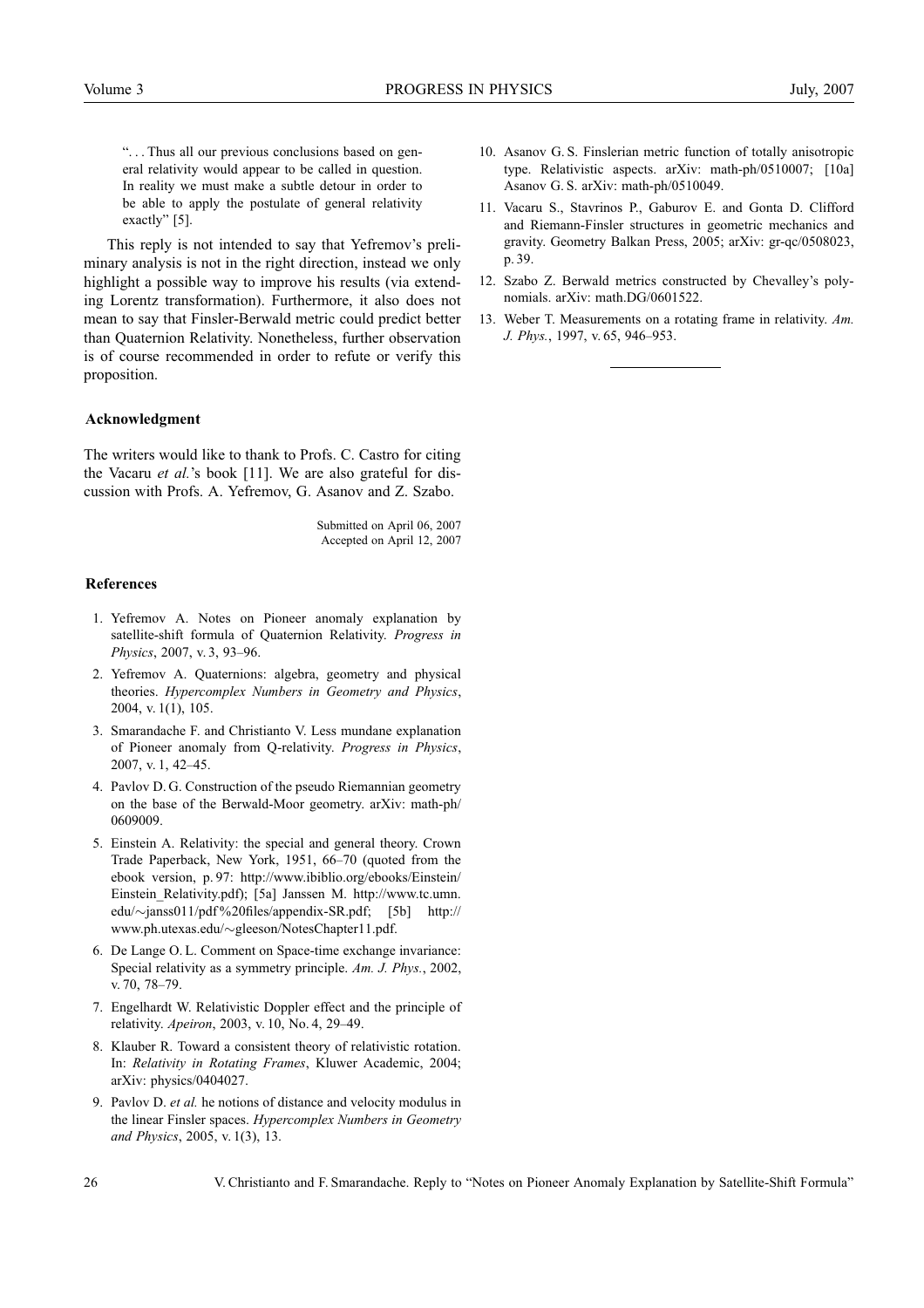> "...Thus all our previous conclusions based on general relativity would appear to be called in question. In reality we must make a subtle detour in order to be able to apply the postulate of general relativity exactly" [5].

This reply is not intended to say that Yefremov's preliminary analysis is not in the right direction, instead we only highlight a possible way to improve his results (via extending Lorentz transformation). Furthermore, it also does not mean to say that Finsler-Berwald metric could predict better than Quaternion Relativity. Nonetheless, further observation is of course recommended in order to refute or verify this proposition.

## Acknowledgment

The writers would like to thank to Profs. C. Castro for citing the Vacaru *et al.*'s book [11]. We are also grateful for discussion with Profs. A. Yefremov, G. Asanov and Z. Szabo.

Submitted on April 06, 2007
Accepted on April 12, 2007

## References

1. Yefremov A. Notes on Pioneer anomaly explanation by satellite-shift formula of Quaternion Relativity. *Progress in Physics*, 2007, v. 3, 93–96.
2. Yefremov A. Quaternions: algebra, geometry and physical theories. *Hypercomplex Numbers in Geometry and Physics*, 2004, v. 1(1), 105.
3. Smarandache F. and Christianto V. Less mundane explanation of Pioneer anomaly from Q-relativity. *Progress in Physics*, 2007, v. 1, 42–45.
4. Pavlov D. G. Construction of the pseudo Riemannian geometry on the base of the Berwald-Moor geometry. arXiv: math-ph/0609009.
5. Einstein A. Relativity: the special and general theory. Crown Trade Paperback, New York, 1951, 66–70 (quoted from the ebook version, p. 97: http://www.ibiblio.org/ebooks/Einstein/Einstein_Relativity.pdf); [5a] Janssen M. http://www.tc.umn.edu/∼janss011/pdf%20files/appendix-SR.pdf; [5b] http://www.ph.utexas.edu/∼gleeson/NotesChapter11.pdf.
6. De Lange O. L. Comment on Space-time exchange invariance: Special relativity as a symmetry principle. *Am. J. Phys.*, 2002, v. 70, 78–79.
7. Engelhardt W. Relativistic Doppler effect and the principle of relativity. *Apeiron*, 2003, v. 10, No. 4, 29–49.
8. Klauber R. Toward a consistent theory of relativistic rotation. In: *Relativity in Rotating Frames*, Kluwer Academic, 2004; arXiv: physics/0404027.
9. Pavlov D. *et al.* he notions of distance and velocity modulus in the linear Finsler spaces. *Hypercomplex Numbers in Geometry and Physics*, 2005, v. 1(3), 13.
10. Asanov G. S. Finslerian metric function of totally anisotropic type. Relativistic aspects. arXiv: math-ph/0510007; [10a] Asanov G. S. arXiv: math-ph/0510049.
11. Vacaru S., Stavrinos P., Gaburov E. and Gonta D. Clifford and Riemann-Finsler structures in geometric mechanics and gravity. Geometry Balkan Press, 2005; arXiv: gr-qc/0508023, p. 39.
12. Szabo Z. Berwald metrics constructed by Chevalley's polynomials. arXiv: math.DG/0601522.
13. Weber T. Measurements on a rotating frame in relativity. *Am. J. Phys.*, 1997, v. 65, 946–953.